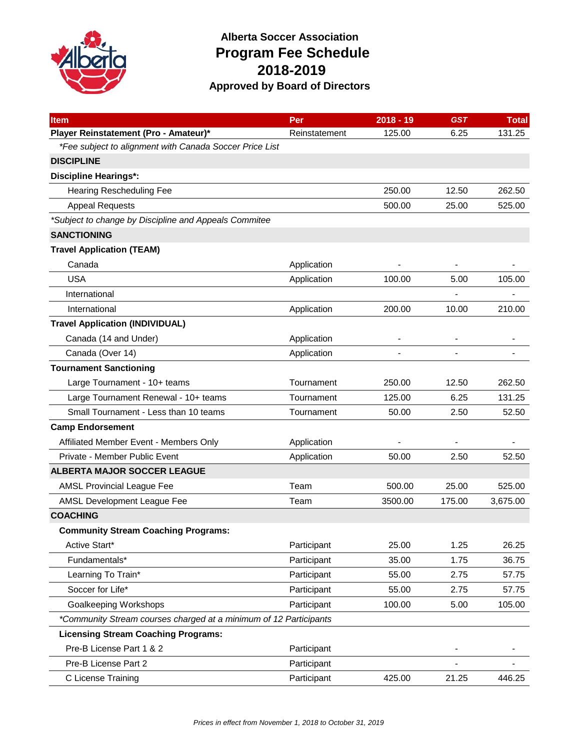# Alberta Soccer Association

## Program Fee Schedule
## 2018-2019

### Approved by Board of Directors

| Item | Per | 2018 - 19 | GST | Total |
|---|---|---|---|---|
| **Player Reinstatement (Pro - Amateur)*** | Reinstatement | 125.00 | 6.25 | 131.25 |
| *\*Fee subject to alignment with Canada Soccer Price List* | | | | |
| **DISCIPLINE** | | | | |
| **Discipline Hearings*:** | | | | |
| Hearing Rescheduling Fee | | 250.00 | 12.50 | 262.50 |
| Appeal Requests | | 500.00 | 25.00 | 525.00 |
| *\*Subject to change by Discipline and Appeals Commitee* | | | | |
| **SANCTIONING** | | | | |
| **Travel Application (TEAM)** | | | | |
| Canada | Application | - | - | - |
| USA | Application | 100.00 | 5.00 | 105.00 |
| International | | | - | - |
| International | Application | 200.00 | 10.00 | 210.00 |
| **Travel Application (INDIVIDUAL)** | | | | |
| Canada (14 and Under) | Application | - | - | - |
| Canada (Over 14) | Application | - | - | - |
| **Tournament Sanctioning** | | | | |
| Large Tournament - 10+ teams | Tournament | 250.00 | 12.50 | 262.50 |
| Large Tournament Renewal - 10+ teams | Tournament | 125.00 | 6.25 | 131.25 |
| Small Tournament - Less than 10 teams | Tournament | 50.00 | 2.50 | 52.50 |
| **Camp Endorsement** | | | | |
| Affiliated Member Event - Members Only | Application | - | - | - |
| Private - Member Public Event | Application | 50.00 | 2.50 | 52.50 |
| **ALBERTA MAJOR SOCCER LEAGUE** | | | | |
| AMSL Provincial League Fee | Team | 500.00 | 25.00 | 525.00 |
| AMSL Development League Fee | Team | 3500.00 | 175.00 | 3,675.00 |
| **COACHING** | | | | |
| **Community Stream Coaching Programs:** | | | | |
| Active Start* | Participant | 25.00 | 1.25 | 26.25 |
| Fundamentals* | Participant | 35.00 | 1.75 | 36.75 |
| Learning To Train* | Participant | 55.00 | 2.75 | 57.75 |
| Soccer for Life* | Participant | 55.00 | 2.75 | 57.75 |
| Goalkeeping Workshops | Participant | 100.00 | 5.00 | 105.00 |
| *\*Community Stream courses charged at a minimum of 12 Participants* | | | | |
| **Licensing Stream Coaching Programs:** | | | | |
| Pre-B License Part 1 & 2 | Participant | | - | - |
| Pre-B License Part 2 | Participant | | - | - |
| C License Training | Participant | 425.00 | 21.25 | 446.25 |

*Prices in effect from November 1, 2018 to October 31, 2019*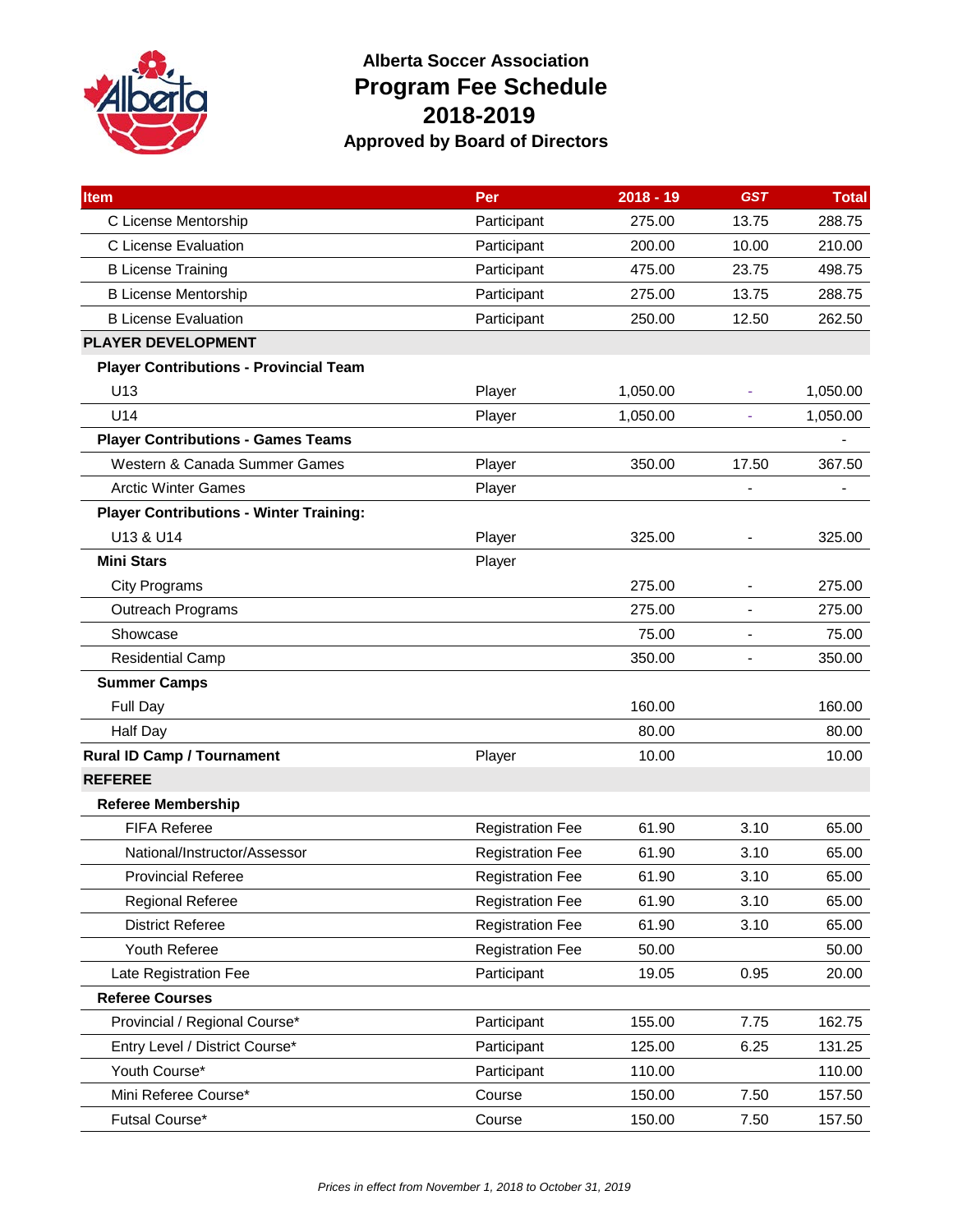# Alberta Soccer Association

## Program Fee Schedule

## 2018-2019

### Approved by Board of Directors

| Item | Per | 2018 - 19 | GST | Total |
|---|---|---|---|---|
| C License Mentorship | Participant | 275.00 | 13.75 | 288.75 |
| C License Evaluation | Participant | 200.00 | 10.00 | 210.00 |
| B License Training | Participant | 475.00 | 23.75 | 498.75 |
| B License Mentorship | Participant | 275.00 | 13.75 | 288.75 |
| B License Evaluation | Participant | 250.00 | 12.50 | 262.50 |
| **PLAYER DEVELOPMENT** | | | | |
| **Player Contributions - Provincial Team** | | | | |
| U13 | Player | 1,050.00 | - | 1,050.00 |
| U14 | Player | 1,050.00 | - | 1,050.00 |
| **Player Contributions - Games Teams** | | | | - |
| Western & Canada Summer Games | Player | 350.00 | 17.50 | 367.50 |
| Arctic Winter Games | Player | | - | - |
| **Player Contributions - Winter Training:** | | | | |
| U13 & U14 | Player | 325.00 | - | 325.00 |
| **Mini Stars** | Player | | | |
| City Programs | | 275.00 | - | 275.00 |
| Outreach Programs | | 275.00 | - | 275.00 |
| Showcase | | 75.00 | - | 75.00 |
| Residential Camp | | 350.00 | - | 350.00 |
| **Summer Camps** | | | | |
| Full Day | | 160.00 | | 160.00 |
| Half Day | | 80.00 | | 80.00 |
| **Rural ID Camp / Tournament** | Player | 10.00 | | 10.00 |
| **REFEREE** | | | | |
| **Referee Membership** | | | | |
| FIFA Referee | Registration Fee | 61.90 | 3.10 | 65.00 |
| National/Instructor/Assessor | Registration Fee | 61.90 | 3.10 | 65.00 |
| Provincial Referee | Registration Fee | 61.90 | 3.10 | 65.00 |
| Regional Referee | Registration Fee | 61.90 | 3.10 | 65.00 |
| District Referee | Registration Fee | 61.90 | 3.10 | 65.00 |
| Youth Referee | Registration Fee | 50.00 | | 50.00 |
| Late Registration Fee | Participant | 19.05 | 0.95 | 20.00 |
| **Referee Courses** | | | | |
| Provincial / Regional Course* | Participant | 155.00 | 7.75 | 162.75 |
| Entry Level / District Course* | Participant | 125.00 | 6.25 | 131.25 |
| Youth Course* | Participant | 110.00 | | 110.00 |
| Mini Referee Course* | Course | 150.00 | 7.50 | 157.50 |
| Futsal Course* | Course | 150.00 | 7.50 | 157.50 |

*Prices in effect from November 1, 2018 to October 31, 2019*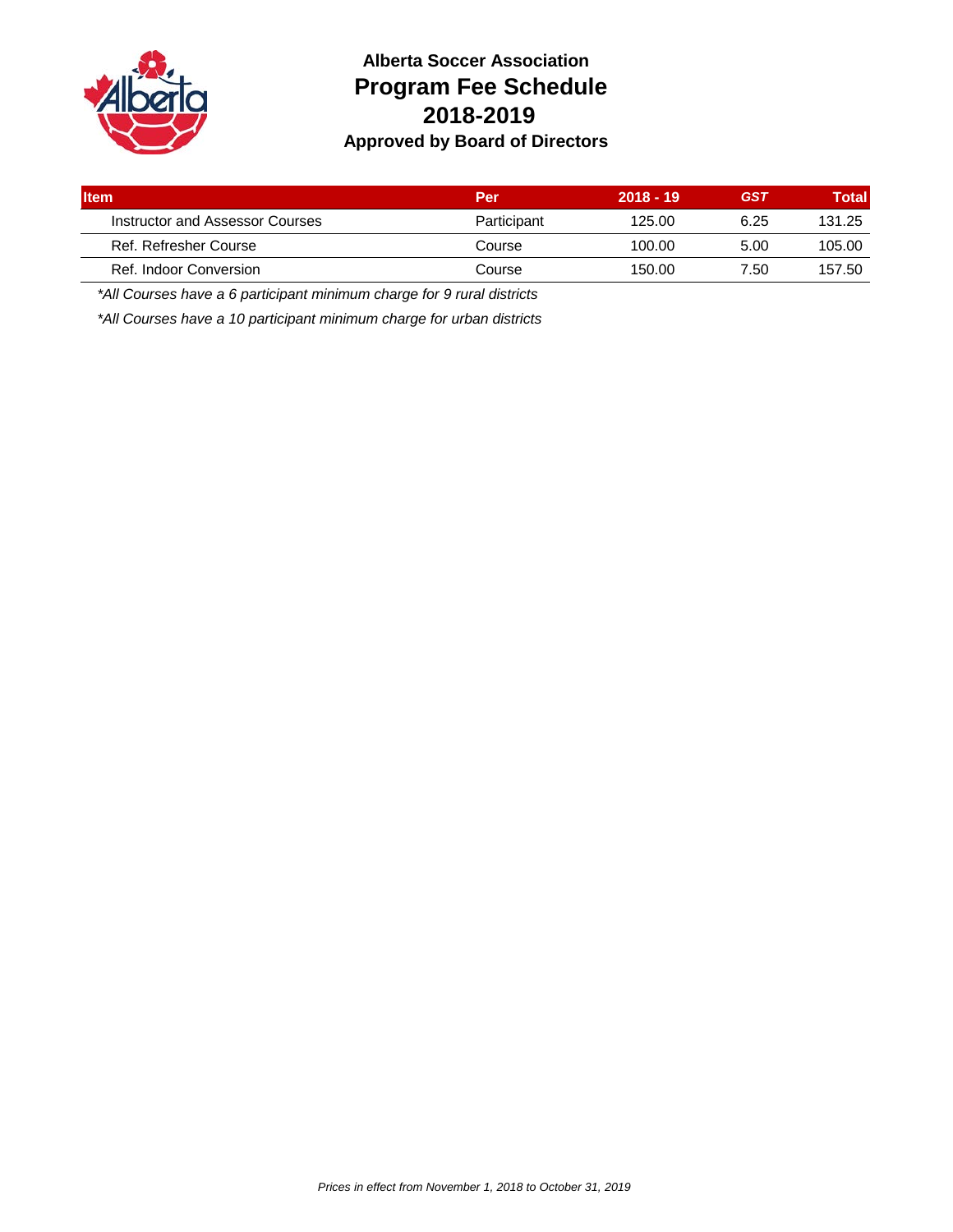# Alberta Soccer Association

## Program Fee Schedule

## 2018-2019

### Approved by Board of Directors

| Item | Per | 2018 - 19 | GST | Total |
|---|---|---|---|---|
| Instructor and Assessor Courses | Participant | 125.00 | 6.25 | 131.25 |
| Ref. Refresher Course | Course | 100.00 | 5.00 | 105.00 |
| Ref. Indoor Conversion | Course | 150.00 | 7.50 | 157.50 |

*\*All Courses have a 6 participant minimum charge for 9 rural districts*

*\*All Courses have a 10 participant minimum charge for urban districts*

*Prices in effect from November 1, 2018 to October 31, 2019*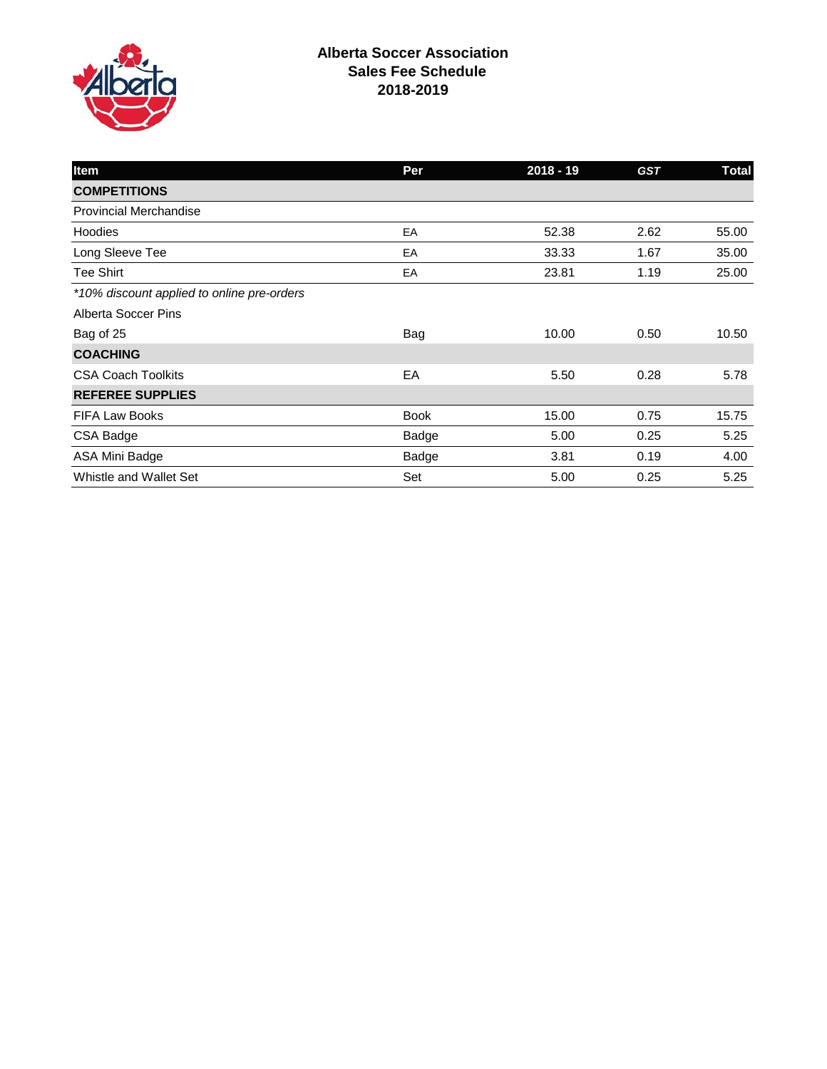# Alberta Soccer Association
## Sales Fee Schedule
## 2018-2019

| Item | Per | 2018 - 19 | GST | Total |
|---|---|---|---|---|
| **COMPETITIONS** | | | | |
| Provincial Merchandise | | | | |
| Hoodies | EA | 52.38 | 2.62 | 55.00 |
| Long Sleeve Tee | EA | 33.33 | 1.67 | 35.00 |
| Tee Shirt | EA | 23.81 | 1.19 | 25.00 |
| *\*10% discount applied to online pre-orders* | | | | |
| Alberta Soccer Pins | | | | |
| Bag of 25 | Bag | 10.00 | 0.50 | 10.50 |
| **COACHING** | | | | |
| CSA Coach Toolkits | EA | 5.50 | 0.28 | 5.78 |
| **REFEREE SUPPLIES** | | | | |
| FIFA Law Books | Book | 15.00 | 0.75 | 15.75 |
| CSA Badge | Badge | 5.00 | 0.25 | 5.25 |
| ASA Mini Badge | Badge | 3.81 | 0.19 | 4.00 |
| Whistle and Wallet Set | Set | 5.00 | 0.25 | 5.25 |